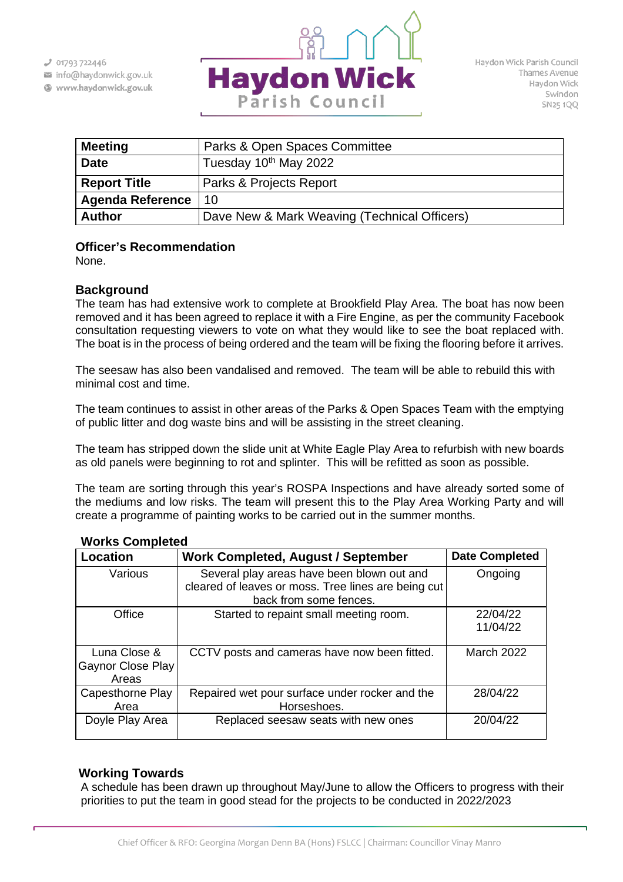01793 722446
info@haydonwick.gov.uk
www.haydonwick.gov.uk

# Haydon Wick Parish Council

Haydon Wick Parish Council
Thames Avenue
Haydon Wick
Swindon
SN25 1QQ

| **Meeting** | Parks & Open Spaces Committee |
|---|---|
| **Date** | Tuesday 10th May 2022 |
| **Report Title** | Parks & Projects Report |
| **Agenda Reference** | 10 |
| **Author** | Dave New & Mark Weaving (Technical Officers) |

## Officer's Recommendation

None.

## Background

The team has had extensive work to complete at Brookfield Play Area. The boat has now been removed and it has been agreed to replace it with a Fire Engine, as per the community Facebook consultation requesting viewers to vote on what they would like to see the boat replaced with. The boat is in the process of being ordered and the team will be fixing the flooring before it arrives.

The seesaw has also been vandalised and removed. The team will be able to rebuild this with minimal cost and time.

The team continues to assist in other areas of the Parks & Open Spaces Team with the emptying of public litter and dog waste bins and will be assisting in the street cleaning.

The team has stripped down the slide unit at White Eagle Play Area to refurbish with new boards as old panels were beginning to rot and splinter. This will be refitted as soon as possible.

The team are sorting through this year's ROSPA Inspections and have already sorted some of the mediums and low risks. The team will present this to the Play Area Working Party and will create a programme of painting works to be carried out in the summer months.

## Works Completed

| Location | Work Completed, August / September | Date Completed |
|---|---|---|
| Various | Several play areas have been blown out and cleared of leaves or moss. Tree lines are being cut back from some fences. | Ongoing |
| Office | Started to repaint small meeting room. | 22/04/22 11/04/22 |
| Luna Close & Gaynor Close Play Areas | CCTV posts and cameras have now been fitted. | March 2022 |
| Capesthorne Play Area | Repaired wet pour surface under rocker and the Horseshoes. | 28/04/22 |
| Doyle Play Area | Replaced seesaw seats with new ones | 20/04/22 |

## Working Towards

A schedule has been drawn up throughout May/June to allow the Officers to progress with their priorities to put the team in good stead for the projects to be conducted in 2022/2023

Chief Officer & RFO: Georgina Morgan Denn BA (Hons) FSLCC | Chairman: Councillor Vinay Manro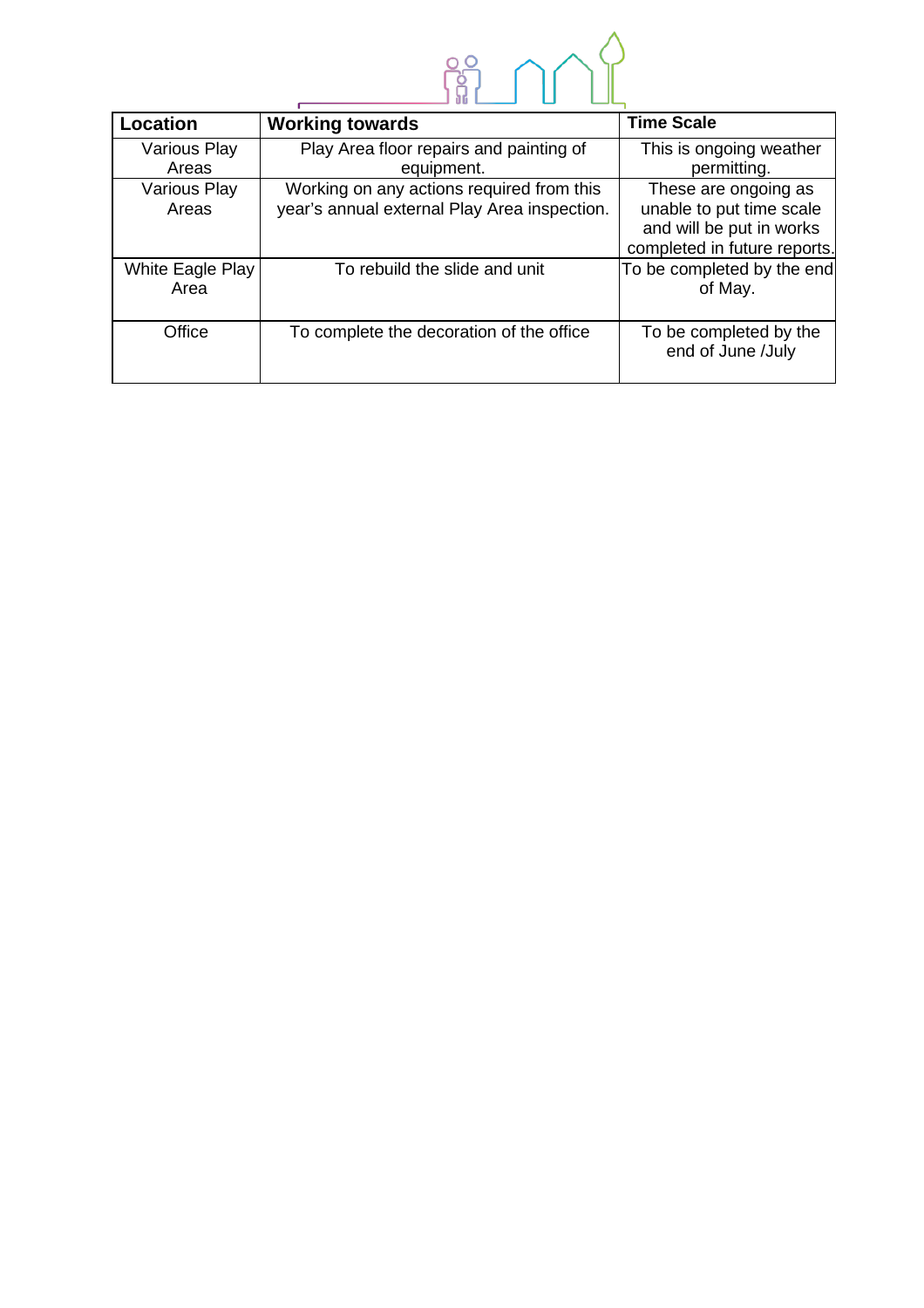| Location | Working towards | Time Scale |
|---|---|---|
| Various Play Areas | Play Area floor repairs and painting of equipment. | This is ongoing weather permitting. |
| Various Play Areas | Working on any actions required from this year's annual external Play Area inspection. | These are ongoing as unable to put time scale and will be put in works completed in future reports. |
| White Eagle Play Area | To rebuild the slide and unit | To be completed by the end of May. |
| Office | To complete the decoration of the office | To be completed by the end of June /July |